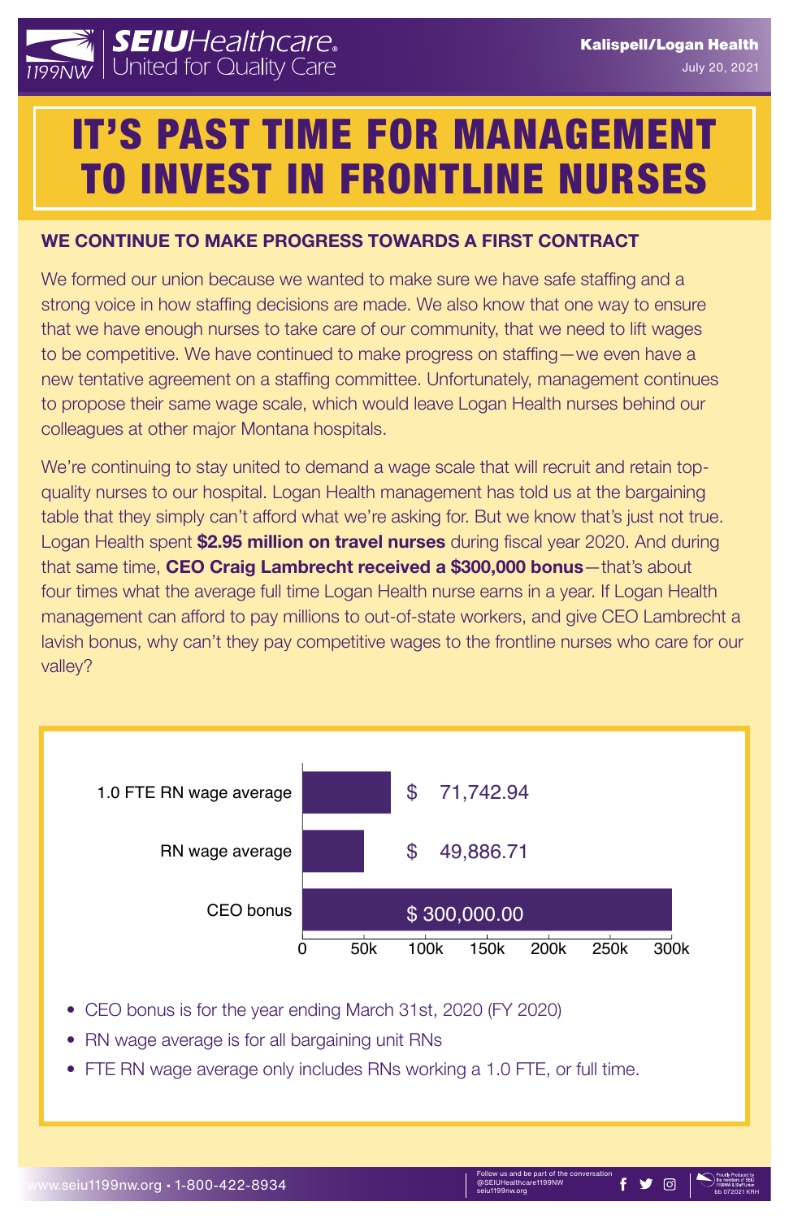SEIU Healthcare 1199NW — United for Quality Care

Kalispell/Logan Health
July 20, 2021

# IT'S PAST TIME FOR MANAGEMENT TO INVEST IN FRONTLINE NURSES

## WE CONTINUE TO MAKE PROGRESS TOWARDS A FIRST CONTRACT

We formed our union because we wanted to make sure we have safe staffing and a strong voice in how staffing decisions are made. We also know that one way to ensure that we have enough nurses to take care of our community, that we need to lift wages to be competitive. We have continued to make progress on staffing—we even have a new tentative agreement on a staffing committee. Unfortunately, management continues to propose their same wage scale, which would leave Logan Health nurses behind our colleagues at other major Montana hospitals.

We're continuing to stay united to demand a wage scale that will recruit and retain top-quality nurses to our hospital. Logan Health management has told us at the bargaining table that they simply can't afford what we're asking for. But we know that's just not true. Logan Health spent **$2.95 million on travel nurses** during fiscal year 2020. And during that same time, **CEO Craig Lambrecht received a $300,000 bonus**—that's about four times what the average full time Logan Health nurse earns in a year. If Logan Health management can afford to pay millions to out-of-state workers, and give CEO Lambrecht a lavish bonus, why can't they pay competitive wages to the frontline nurses who care for our valley?

| | Amount |
|---|---|
| 1.0 FTE RN wage average | $ 71,742.94 |
| RN wage average | $ 49,886.71 |
| CEO bonus | $ 300,000.00 |

- CEO bonus is for the year ending March 31st, 2020 (FY 2020)
- RN wage average is for all bargaining unit RNs
- FTE RN wage average only includes RNs working a 1.0 FTE, or full time.

www.seiu1199nw.org • 1-800-422-8934

Follow us and be part of the conversation @SEIUHealthcare1199NW seiu1199nw.org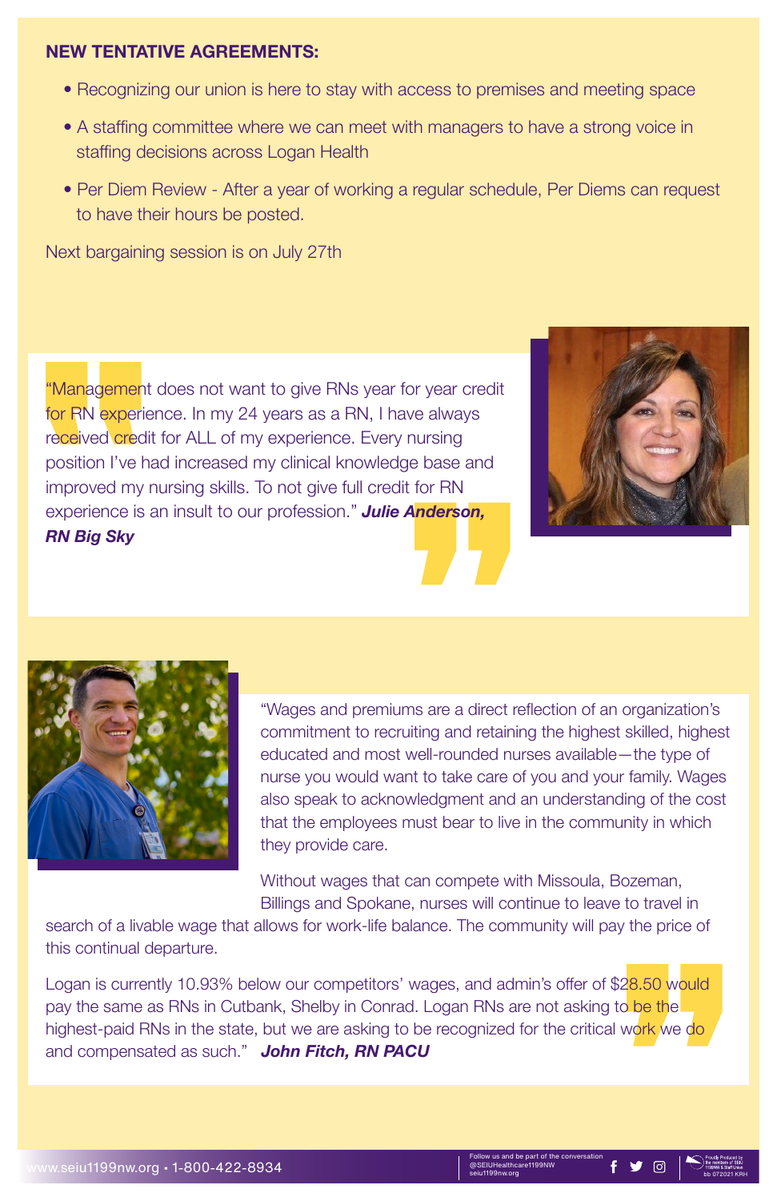**NEW TENTATIVE AGREEMENTS:**

- Recognizing our union is here to stay with access to premises and meeting space
- A staffing committee where we can meet with managers to have a strong voice in staffing decisions across Logan Health
- Per Diem Review - After a year of working a regular schedule, Per Diems can request to have their hours be posted.

Next bargaining session is on July 27th

"Management does not want to give RNs year for year credit for RN experience. In my 24 years as a RN, I have always received credit for ALL of my experience. Every nursing position I've had increased my clinical knowledge base and improved my nursing skills. To not give full credit for RN experience is an insult to our profession." ***Julie Anderson, RN Big Sky***

"Wages and premiums are a direct reflection of an organization's commitment to recruiting and retaining the highest skilled, highest educated and most well-rounded nurses available—the type of nurse you would want to take care of you and your family. Wages also speak to acknowledgment and an understanding of the cost that the employees must bear to live in the community in which they provide care.

Without wages that can compete with Missoula, Bozeman, Billings and Spokane, nurses will continue to leave to travel in search of a livable wage that allows for work-life balance. The community will pay the price of this continual departure.

Logan is currently 10.93% below our competitors' wages, and admin's offer of $28.50 would pay the same as RNs in Cutbank, Shelby in Conrad. Logan RNs are not asking to be the highest-paid RNs in the state, but we are asking to be recognized for the critical work we do and compensated as such." ***John Fitch, RN PACU***

www.seiu1199nw.org • 1-800-422-8934

Follow us and be part of the conversation
@SEIUHealthcare1199NW
seiu1199nw.org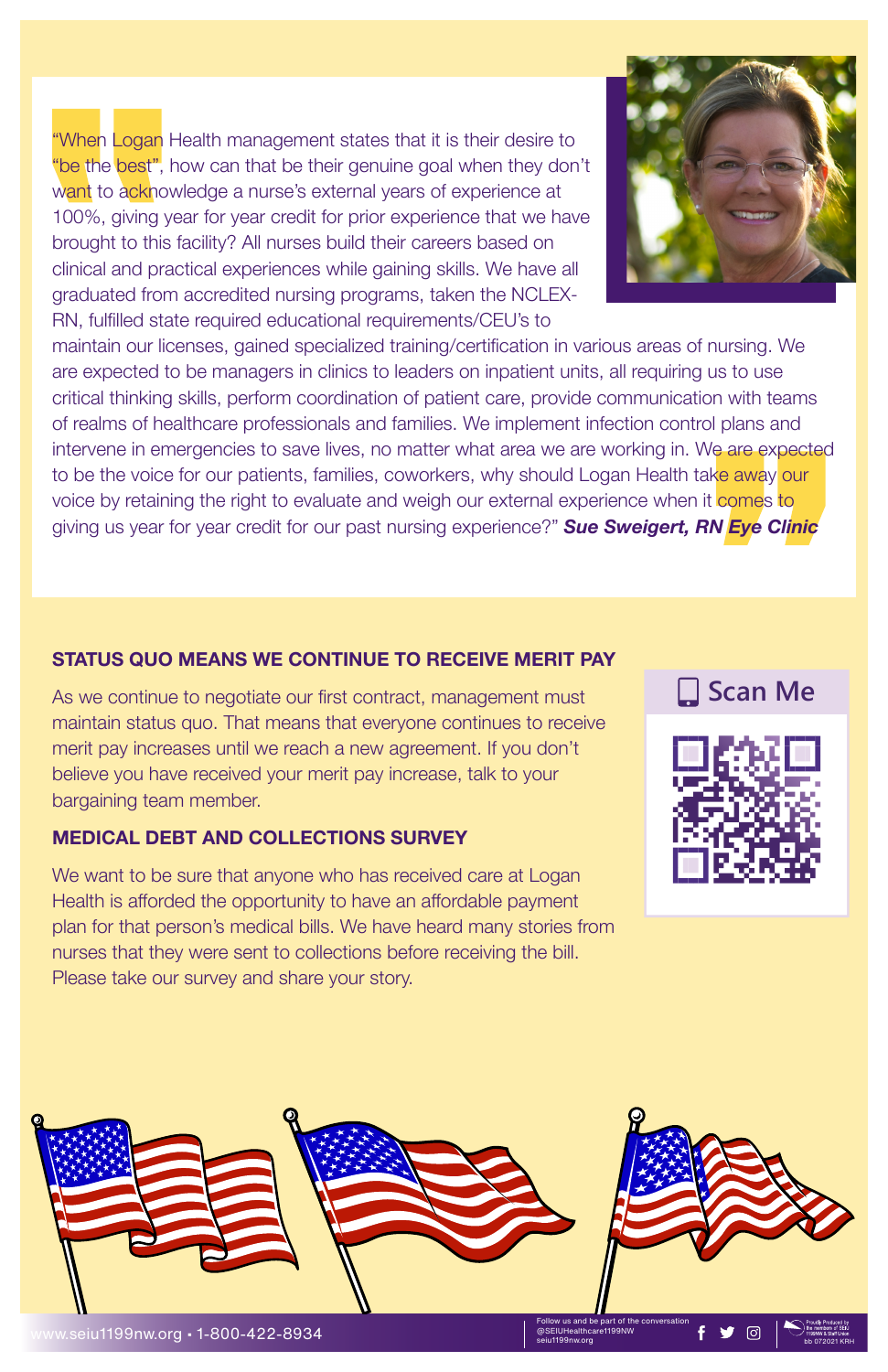"When Logan Health management states that it is their desire to "be the best", how can that be their genuine goal when they don't want to acknowledge a nurse's external years of experience at 100%, giving year for year credit for prior experience that we have brought to this facility? All nurses build their careers based on clinical and practical experiences while gaining skills. We have all graduated from accredited nursing programs, taken the NCLEX-RN, fulfilled state required educational requirements/CEU's to maintain our licenses, gained specialized training/certification in various areas of nursing. We are expected to be managers in clinics to leaders on inpatient units, all requiring us to use critical thinking skills, perform coordination of patient care, provide communication with teams of realms of healthcare professionals and families. We implement infection control plans and intervene in emergencies to save lives, no matter what area we are working in. We are expected to be the voice for our patients, families, coworkers, why should Logan Health take away our voice by retaining the right to evaluate and weigh our external experience when it comes to giving us year for year credit for our past nursing experience?" ***Sue Sweigert, RN Eye Clinic***

## STATUS QUO MEANS WE CONTINUE TO RECEIVE MERIT PAY

As we continue to negotiate our first contract, management must maintain status quo. That means that everyone continues to receive merit pay increases until we reach a new agreement. If you don't believe you have received your merit pay increase, talk to your bargaining team member.

## MEDICAL DEBT AND COLLECTIONS SURVEY

We want to be sure that anyone who has received care at Logan Health is afforded the opportunity to have an affordable payment plan for that person's medical bills. We have heard many stories from nurses that they were sent to collections before receiving the bill. Please take our survey and share your story.

Scan Me

www.seiu1199nw.org • 1-800-422-8934

Follow us and be part of the conversation @SEIUHealthcare1199NW seiu1199nw.org

bb 072021 KRH